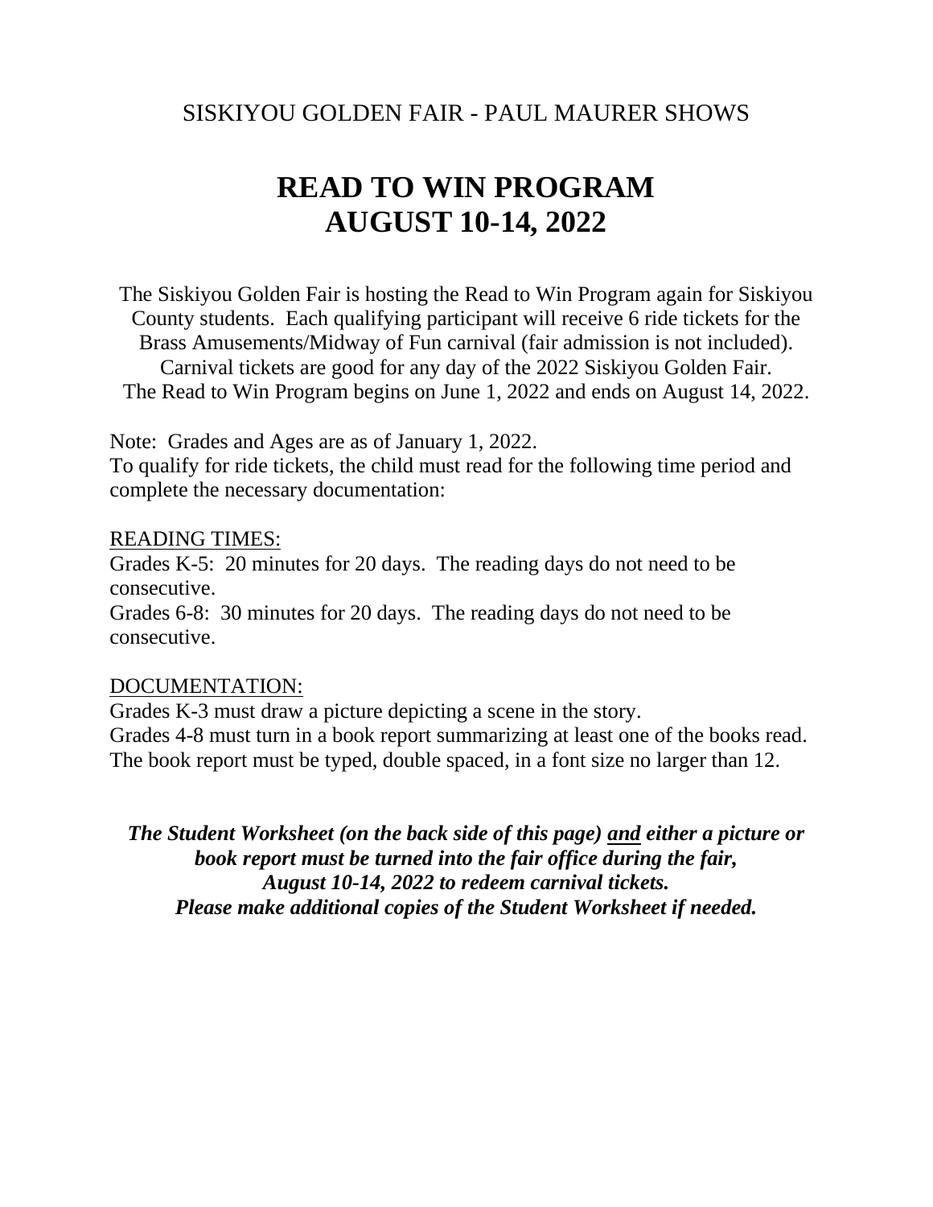SISKIYOU GOLDEN FAIR - PAUL MAURER SHOWS

# READ TO WIN PROGRAM
# AUGUST 10-14, 2022

The Siskiyou Golden Fair is hosting the Read to Win Program again for Siskiyou County students. Each qualifying participant will receive 6 ride tickets for the Brass Amusements/Midway of Fun carnival (fair admission is not included). Carnival tickets are good for any day of the 2022 Siskiyou Golden Fair. The Read to Win Program begins on June 1, 2022 and ends on August 14, 2022.

Note: Grades and Ages are as of January 1, 2022.
To qualify for ride tickets, the child must read for the following time period and complete the necessary documentation:

<u>READING TIMES:</u>
Grades K-5: 20 minutes for 20 days. The reading days do not need to be consecutive.
Grades 6-8: 30 minutes for 20 days. The reading days do not need to be consecutive.

<u>DOCUMENTATION:</u>
Grades K-3 must draw a picture depicting a scene in the story.
Grades 4-8 must turn in a book report summarizing at least one of the books read. The book report must be typed, double spaced, in a font size no larger than 12.

***The Student Worksheet (on the back side of this page) <u>and</u> either a picture or book report must be turned into the fair office during the fair, August 10-14, 2022 to redeem carnival tickets. Please make additional copies of the Student Worksheet if needed.***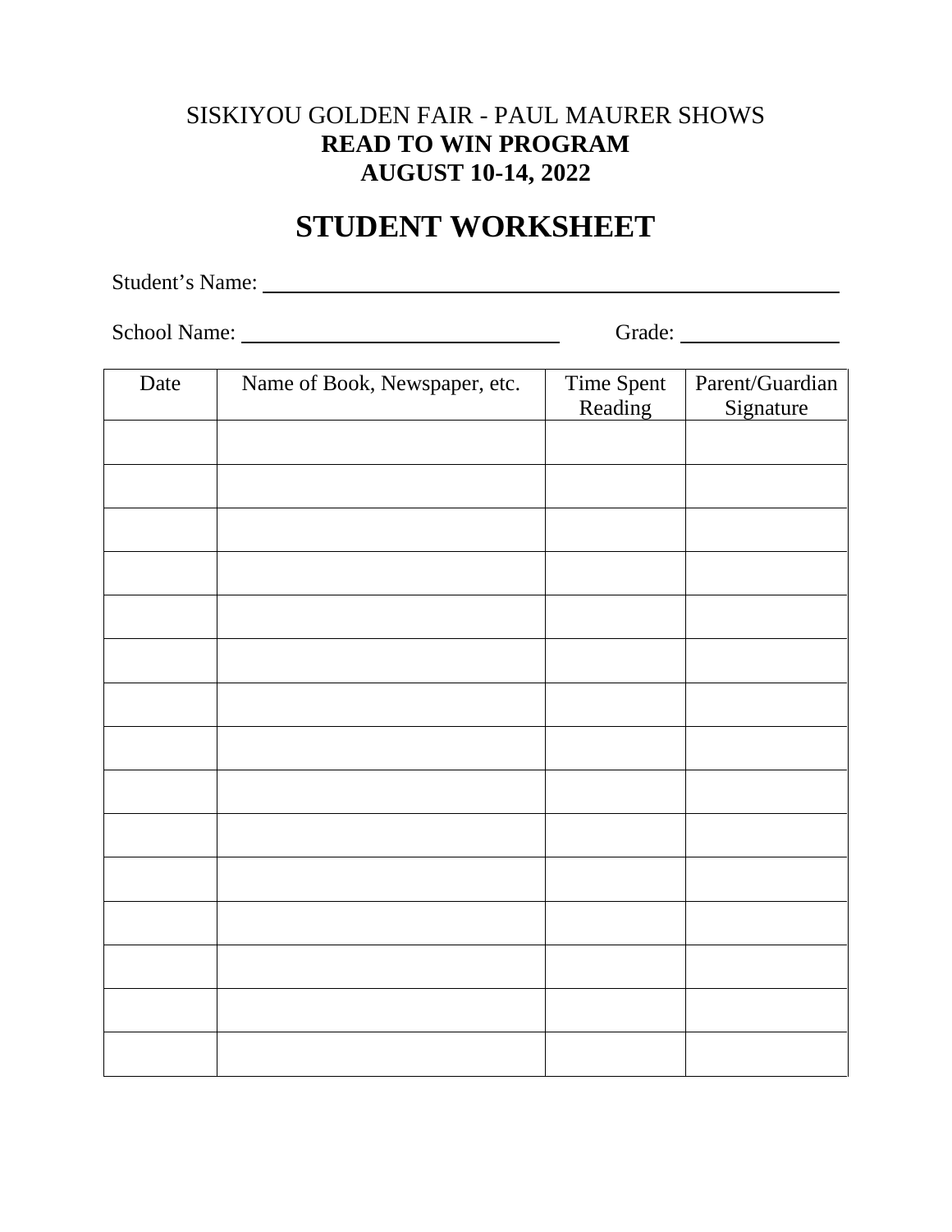SISKIYOU GOLDEN FAIR - PAUL MAURER SHOWS
**READ TO WIN PROGRAM**
**AUGUST 10-14, 2022**

# STUDENT WORKSHEET

Student's Name: ______________________________________________

School Name: ______________________________ Grade: ______________

| Date | Name of Book, Newspaper, etc. | Time Spent Reading | Parent/Guardian Signature |
|---|---|---|---|
| | | | |
| | | | |
| | | | |
| | | | |
| | | | |
| | | | |
| | | | |
| | | | |
| | | | |
| | | | |
| | | | |
| | | | |
| | | | |
| | | | |
| | | | |